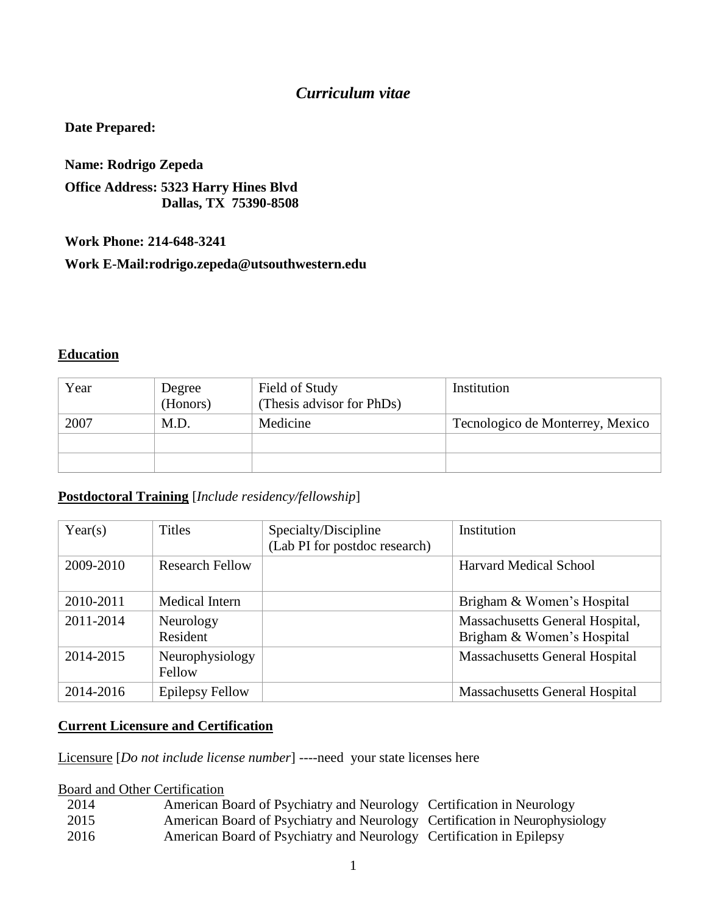# *Curriculum vitae*

**Date Prepared:**

**Name: Rodrigo Zepeda**

**Office Address: 5323 Harry Hines Blvd**
**Dallas, TX 75390-8508**

**Work Phone: 214-648-3241**

**Work E-Mail:rodrigo.zepeda@utsouthwestern.edu**

## Education

| Year | Degree (Honors) | Field of Study (Thesis advisor for PhDs) | Institution |
|---|---|---|---|
| 2007 | M.D. | Medicine | Tecnologico de Monterrey, Mexico |
| | | | |
| | | | |

## Postdoctoral Training [*Include residency/fellowship*]

| Year(s) | Titles | Specialty/Discipline (Lab PI for postdoc research) | Institution |
|---|---|---|---|
| 2009-2010 | Research Fellow | | Harvard Medical School |
| 2010-2011 | Medical Intern | | Brigham & Women's Hospital |
| 2011-2014 | Neurology Resident | | Massachusetts General Hospital, Brigham & Women's Hospital |
| 2014-2015 | Neurophysiology Fellow | | Massachusetts General Hospital |
| 2014-2016 | Epilepsy Fellow | | Massachusetts General Hospital |

## Current Licensure and Certification

Licensure [*Do not include license number*] ----need your state licenses here

Board and Other Certification

| | | |
|---|---|---|
| 2014 | American Board of Psychiatry and Neurology | Certification in Neurology |
| 2015 | American Board of Psychiatry and Neurology | Certification in Neurophysiology |
| 2016 | American Board of Psychiatry and Neurology | Certification in Epilepsy |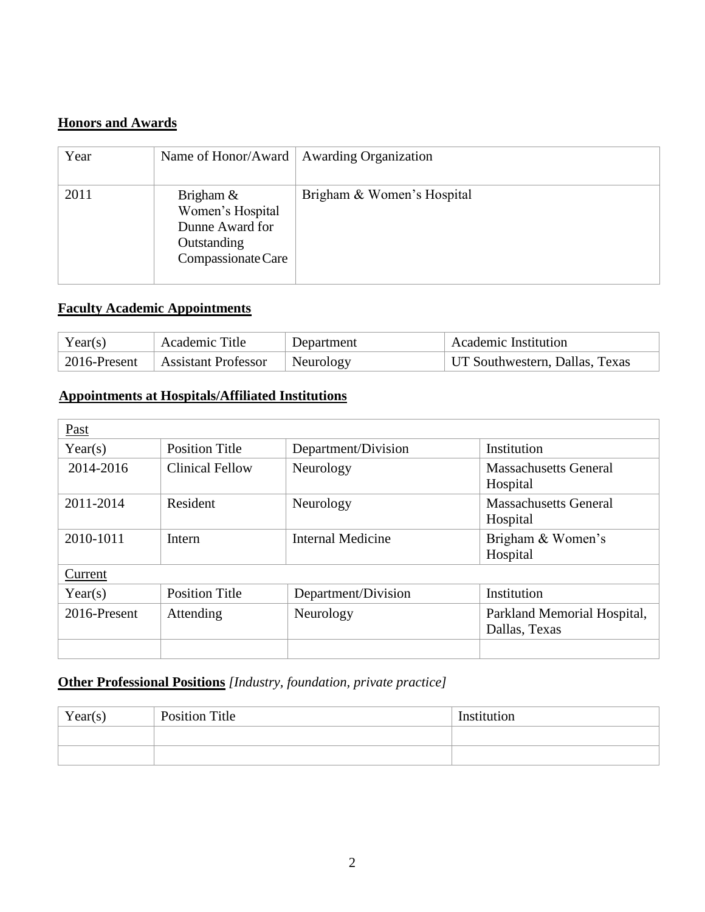**Honors and Awards**

| Year | Name of Honor/Award | Awarding Organization |
|---|---|---|
| 2011 | Brigham & Women's Hospital Dunne Award for Outstanding Compassionate Care | Brigham & Women's Hospital |

**Faculty Academic Appointments**

| Year(s) | Academic Title | Department | Academic Institution |
|---|---|---|---|
| 2016-Present | Assistant Professor | Neurology | UT Southwestern, Dallas, Texas |

**Appointments at Hospitals/Affiliated Institutions**

| Past | | | |
|---|---|---|---|
| Year(s) | Position Title | Department/Division | Institution |
| 2014-2016 | Clinical Fellow | Neurology | Massachusetts General Hospital |
| 2011-2014 | Resident | Neurology | Massachusetts General Hospital |
| 2010-1011 | Intern | Internal Medicine | Brigham & Women's Hospital |
| Current | | | |
| Year(s) | Position Title | Department/Division | Institution |
| 2016-Present | Attending | Neurology | Parkland Memorial Hospital, Dallas, Texas |
| | | | |

**Other Professional Positions** *[Industry, foundation, private practice]*

| Year(s) | Position Title | Institution |
|---|---|---|
| | | |
| | | |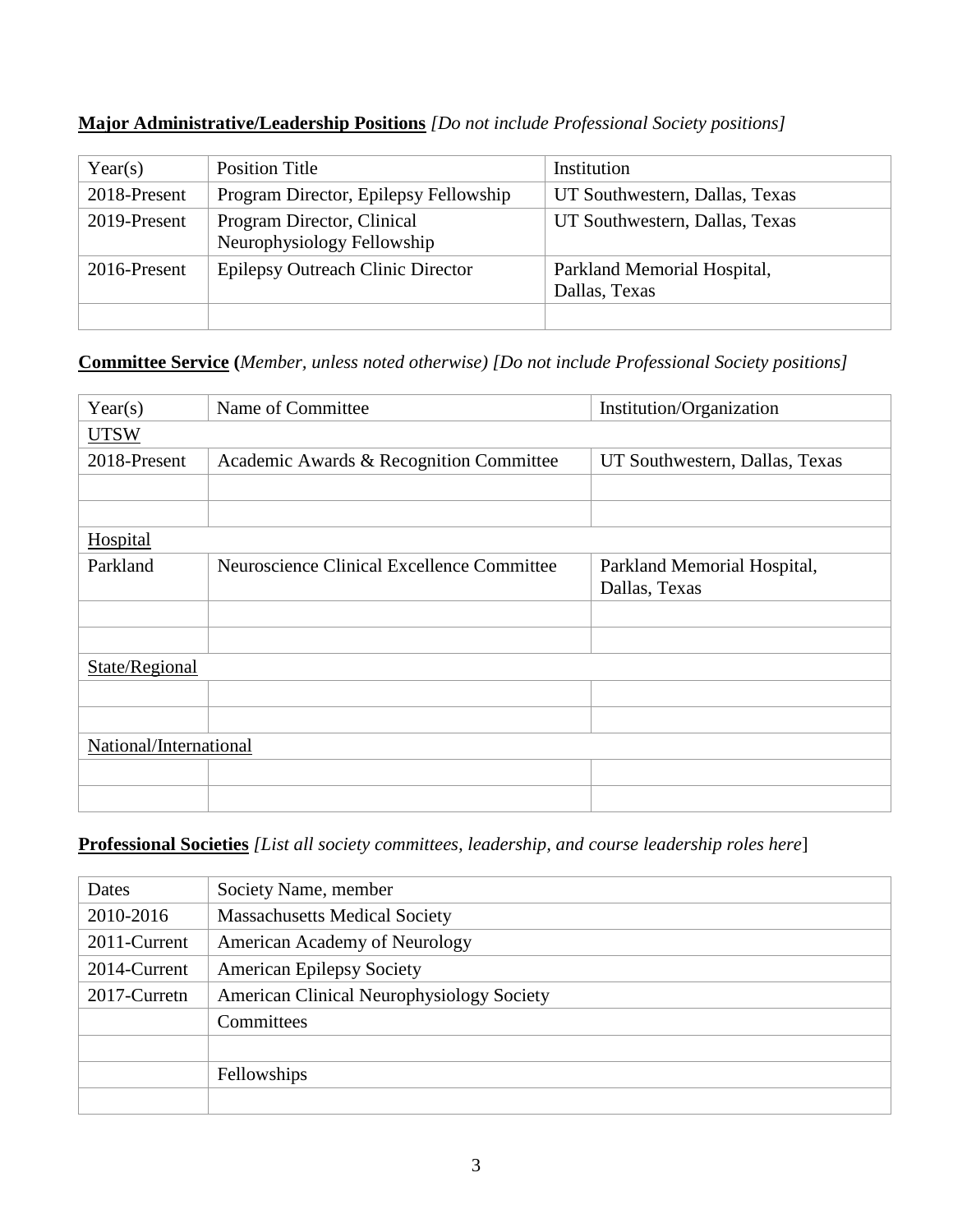**Major Administrative/Leadership Positions** *[Do not include Professional Society positions]*

| Year(s) | Position Title | Institution |
|---|---|---|
| 2018-Present | Program Director, Epilepsy Fellowship | UT Southwestern, Dallas, Texas |
| 2019-Present | Program Director, Clinical Neurophysiology Fellowship | UT Southwestern, Dallas, Texas |
| 2016-Present | Epilepsy Outreach Clinic Director | Parkland Memorial Hospital, Dallas, Texas |
| | | |

**Committee Service (***Member, unless noted otherwise) [Do not include Professional Society positions]*

| Year(s) | Name of Committee | Institution/Organization |
|---|---|---|
| UTSW | | |
| 2018-Present | Academic Awards & Recognition Committee | UT Southwestern, Dallas, Texas |
| | | |
| | | |
| Hospital | | |
| Parkland | Neuroscience Clinical Excellence Committee | Parkland Memorial Hospital, Dallas, Texas |
| | | |
| | | |
| State/Regional | | |
| | | |
| | | |
| National/International | | |
| | | |
| | | |

**Professional Societies** *[List all society committees, leadership, and course leadership roles here*]

| Dates | Society Name, member |
|---|---|
| 2010-2016 | Massachusetts Medical Society |
| 2011-Current | American Academy of Neurology |
| 2014-Current | American Epilepsy Society |
| 2017-Curretn | American Clinical Neurophysiology Society |
| | Committees |
| | |
| | Fellowships |
| | |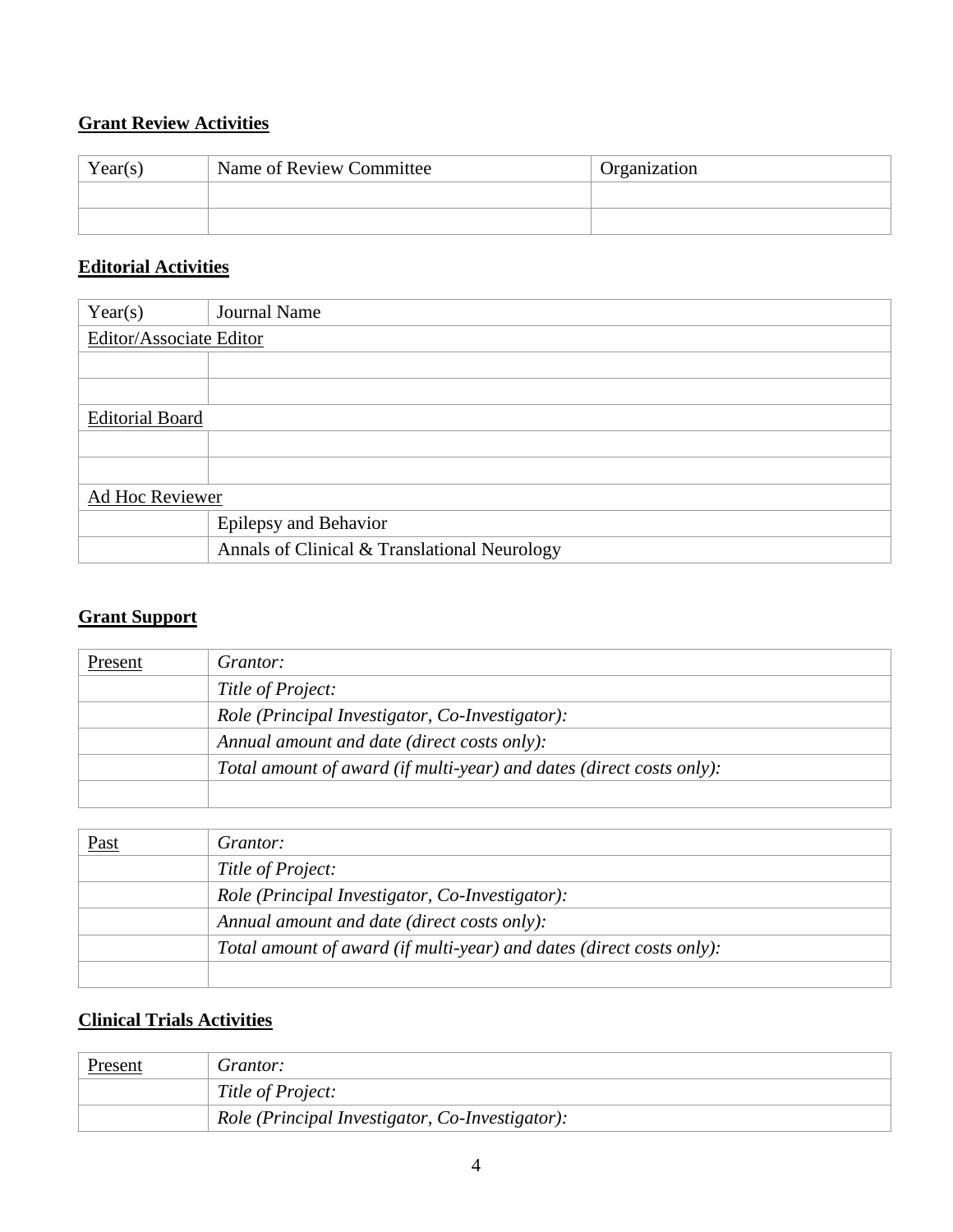**<u>Grant Review Activities</u>**

| Year(s) | Name of Review Committee | Organization |
|---|---|---|
| | | |
| | | |

**<u>Editorial Activities</u>**

| Year(s) | Journal Name |
|---|---|
| <u>Editor/Associate Editor</u> | |
| | |
| | |
| <u>Editorial Board</u> | |
| | |
| | |
| <u>Ad Hoc Reviewer</u> | |
| | Epilepsy and Behavior |
| | Annals of Clinical & Translational Neurology |

**<u>Grant Support</u>**

| <u>Present</u> | *Grantor:* |
|---|---|
| | *Title of Project:* |
| | *Role (Principal Investigator, Co-Investigator):* |
| | *Annual amount and date (direct costs only):* |
| | *Total amount of award (if multi-year) and dates (direct costs only):* |
| | |

| <u>Past</u> | *Grantor:* |
|---|---|
| | *Title of Project:* |
| | *Role (Principal Investigator, Co-Investigator):* |
| | *Annual amount and date (direct costs only):* |
| | *Total amount of award (if multi-year) and dates (direct costs only):* |
| | |

**<u>Clinical Trials Activities</u>**

| <u>Present</u> | *Grantor:* |
|---|---|
| | *Title of Project:* |
| | *Role (Principal Investigator, Co-Investigator):* |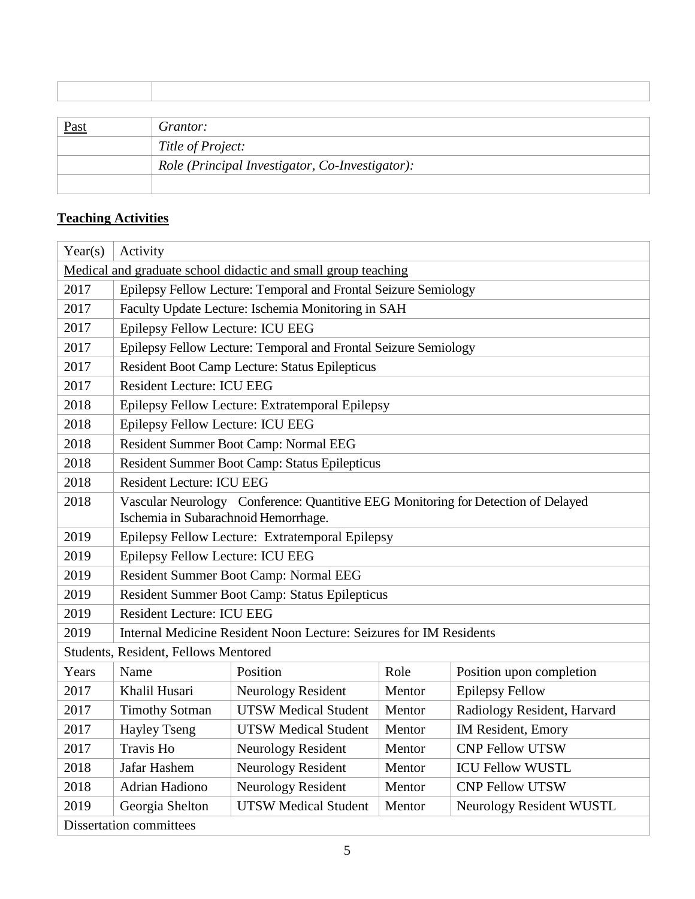| | |
|---|---|
| | |

| | |
|---|---|
| Past | *Grantor:* |
| | *Title of Project:* |
| | *Role (Principal Investigator, Co-Investigator):* |
| | |

## Teaching Activities

| Year(s) | Activity | | | |
|---|---|---|---|---|
| Medical and graduate school didactic and small group teaching | | | | |
| 2017 | Epilepsy Fellow Lecture: Temporal and Frontal Seizure Semiology | | | |
| 2017 | Faculty Update Lecture: Ischemia Monitoring in SAH | | | |
| 2017 | Epilepsy Fellow Lecture: ICU EEG | | | |
| 2017 | Epilepsy Fellow Lecture: Temporal and Frontal Seizure Semiology | | | |
| 2017 | Resident Boot Camp Lecture: Status Epilepticus | | | |
| 2017 | Resident Lecture: ICU EEG | | | |
| 2018 | Epilepsy Fellow Lecture: Extratemporal Epilepsy | | | |
| 2018 | Epilepsy Fellow Lecture: ICU EEG | | | |
| 2018 | Resident Summer Boot Camp: Normal EEG | | | |
| 2018 | Resident Summer Boot Camp: Status Epilepticus | | | |
| 2018 | Resident Lecture: ICU EEG | | | |
| 2018 | Vascular Neurology Conference: Quantitive EEG Monitoring for Detection of Delayed Ischemia in Subarachnoid Hemorrhage. | | | |
| 2019 | Epilepsy Fellow Lecture: Extratemporal Epilepsy | | | |
| 2019 | Epilepsy Fellow Lecture: ICU EEG | | | |
| 2019 | Resident Summer Boot Camp: Normal EEG | | | |
| 2019 | Resident Summer Boot Camp: Status Epilepticus | | | |
| 2019 | Resident Lecture: ICU EEG | | | |
| 2019 | Internal Medicine Resident Noon Lecture: Seizures for IM Residents | | | |
| Students, Resident, Fellows Mentored | | | | |
| Years | Name | Position | Role | Position upon completion |
| 2017 | Khalil Husari | Neurology Resident | Mentor | Epilepsy Fellow |
| 2017 | Timothy Sotman | UTSW Medical Student | Mentor | Radiology Resident, Harvard |
| 2017 | Hayley Tseng | UTSW Medical Student | Mentor | IM Resident, Emory |
| 2017 | Travis Ho | Neurology Resident | Mentor | CNP Fellow UTSW |
| 2018 | Jafar Hashem | Neurology Resident | Mentor | ICU Fellow WUSTL |
| 2018 | Adrian Hadiono | Neurology Resident | Mentor | CNP Fellow UTSW |
| 2019 | Georgia Shelton | UTSW Medical Student | Mentor | Neurology Resident WUSTL |
| Dissertation committees | | | | |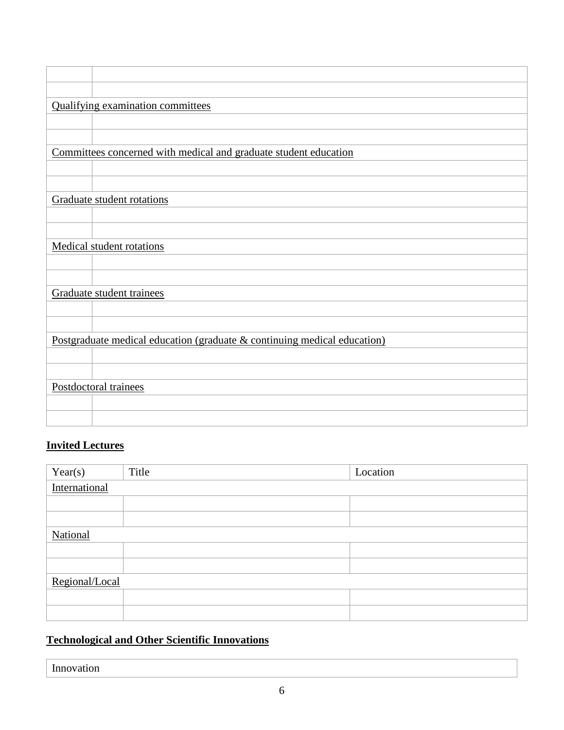| | |
|---|---|
| | |
| | |
| Qualifying examination committees | |
| | |
| | |
| Committees concerned with medical and graduate student education | |
| | |
| | |
| Graduate student rotations | |
| | |
| | |
| Medical student rotations | |
| | |
| | |
| Graduate student trainees | |
| | |
| | |
| Postgraduate medical education (graduate & continuing medical education) | |
| | |
| | |
| Postdoctoral trainees | |
| | |
| | |

**Invited Lectures**

| Year(s) | Title | Location |
|---|---|---|
| International | | |
| | | |
| | | |
| National | | |
| | | |
| | | |
| Regional/Local | | |
| | | |
| | | |

**Technological and Other Scientific Innovations**

| Innovation |
|---|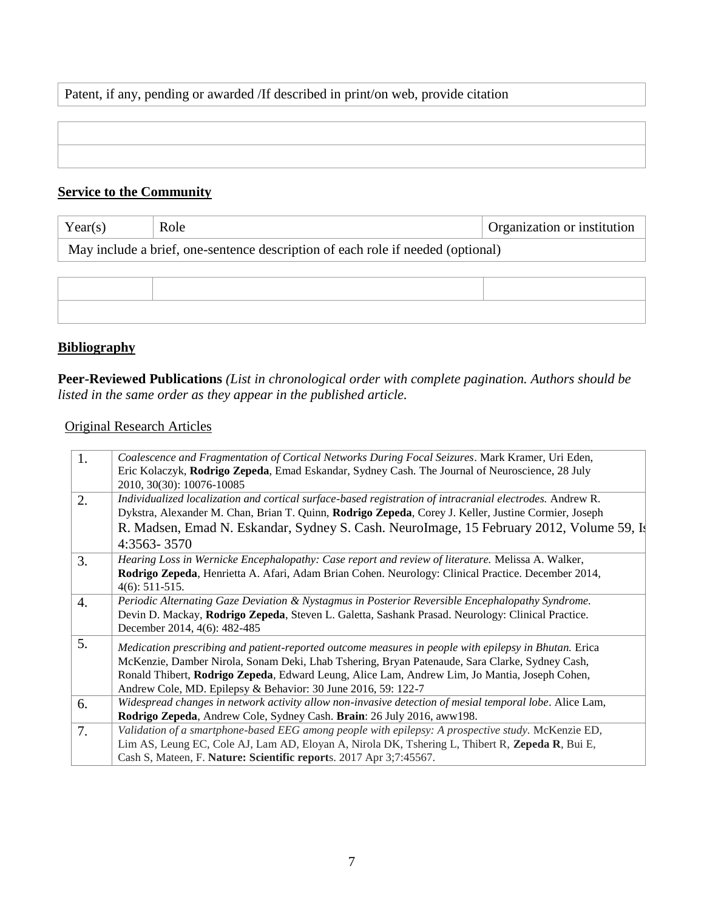| Patent, if any, pending or awarded /If described in print/on web, provide citation |
|---|
| |
| |

## Service to the Community

| Year(s) | Role | Organization or institution |
|---|---|---|
| May include a brief, one-sentence description of each role if needed (optional) | | |
| | | |
| | | |

## Bibliography

**Peer-Reviewed Publications** *(List in chronological order with complete pagination. Authors should be listed in the same order as they appear in the published article.*

Original Research Articles

| | |
|---|---|
| 1. | *Coalescence and Fragmentation of Cortical Networks During Focal Seizures*. Mark Kramer, Uri Eden, Eric Kolaczyk, **Rodrigo Zepeda**, Emad Eskandar, Sydney Cash. The Journal of Neuroscience, 28 July 2010, 30(30): 10076-10085 |
| 2. | *Individualized localization and cortical surface-based registration of intracranial electrodes.* Andrew R. Dykstra, Alexander M. Chan, Brian T. Quinn, **Rodrigo Zepeda**, Corey J. Keller, Justine Cormier, Joseph R. Madsen, Emad N. Eskandar, Sydney S. Cash. NeuroImage, 15 February 2012, Volume 59, Is 4:3563- 3570 |
| 3. | *Hearing Loss in Wernicke Encephalopathy: Case report and review of literature.* Melissa A. Walker, **Rodrigo Zepeda**, Henrietta A. Afari, Adam Brian Cohen. Neurology: Clinical Practice. December 2014, 4(6): 511-515. |
| 4. | *Periodic Alternating Gaze Deviation & Nystagmus in Posterior Reversible Encephalopathy Syndrome.* Devin D. Mackay, **Rodrigo Zepeda**, Steven L. Galetta, Sashank Prasad. Neurology: Clinical Practice. December 2014, 4(6): 482-485 |
| 5. | *Medication prescribing and patient-reported outcome measures in people with epilepsy in Bhutan.* Erica McKenzie, Damber Nirola, Sonam Deki, Lhab Tshering, Bryan Patenaude, Sara Clarke, Sydney Cash, Ronald Thibert, **Rodrigo Zepeda**, Edward Leung, Alice Lam, Andrew Lim, Jo Mantia, Joseph Cohen, Andrew Cole, MD. Epilepsy & Behavior: 30 June 2016, 59: 122-7 |
| 6. | *Widespread changes in network activity allow non-invasive detection of mesial temporal lobe*. Alice Lam, **Rodrigo Zepeda**, Andrew Cole, Sydney Cash. **Brain**: 26 July 2016, aww198. |
| 7. | *Validation of a smartphone-based EEG among people with epilepsy: A prospective study.* McKenzie ED, Lim AS, Leung EC, Cole AJ, Lam AD, Eloyan A, Nirola DK, Tshering L, Thibert R, **Zepeda R**, Bui E, Cash S, Mateen, F. **Nature: Scientific report**s. 2017 Apr 3;7:45567. |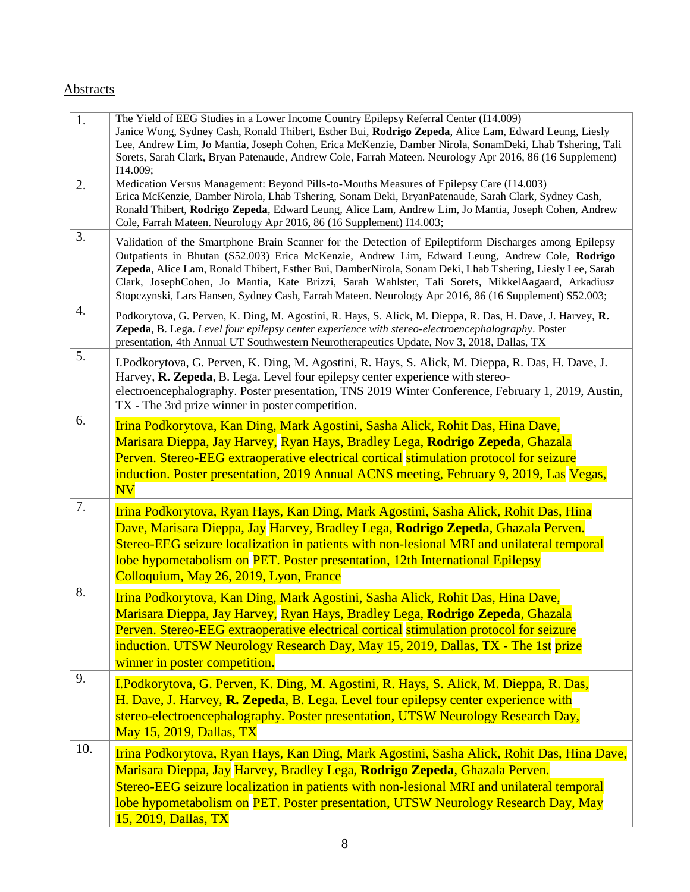Abstracts

| | |
|---|---|
| 1. | The Yield of EEG Studies in a Lower Income Country Epilepsy Referral Center (I14.009) Janice Wong, Sydney Cash, Ronald Thibert, Esther Bui, **Rodrigo Zepeda**, Alice Lam, Edward Leung, Liesly Lee, Andrew Lim, Jo Mantia, Joseph Cohen, Erica McKenzie, Damber Nirola, SonamDeki, Lhab Tshering, Tali Sorets, Sarah Clark, Bryan Patenaude, Andrew Cole, Farrah Mateen. Neurology Apr 2016, 86 (16 Supplement) I14.009; |
| 2. | Medication Versus Management: Beyond Pills-to-Mouths Measures of Epilepsy Care (I14.003) Erica McKenzie, Damber Nirola, Lhab Tshering, Sonam Deki, BryanPatenaude, Sarah Clark, Sydney Cash, Ronald Thibert, **Rodrigo Zepeda**, Edward Leung, Alice Lam, Andrew Lim, Jo Mantia, Joseph Cohen, Andrew Cole, Farrah Mateen. Neurology Apr 2016, 86 (16 Supplement) I14.003; |
| 3. | Validation of the Smartphone Brain Scanner for the Detection of Epileptiform Discharges among Epilepsy Outpatients in Bhutan (S52.003) Erica McKenzie, Andrew Lim, Edward Leung, Andrew Cole, **Rodrigo Zepeda**, Alice Lam, Ronald Thibert, Esther Bui, DamberNirola, Sonam Deki, Lhab Tshering, Liesly Lee, Sarah Clark, JosephCohen, Jo Mantia, Kate Brizzi, Sarah Wahlster, Tali Sorets, MikkelAagaard, Arkadiusz Stopczynski, Lars Hansen, Sydney Cash, Farrah Mateen. Neurology Apr 2016, 86 (16 Supplement) S52.003; |
| 4. | Podkorytova, G. Perven, K. Ding, M. Agostini, R. Hays, S. Alick, M. Dieppa, R. Das, H. Dave, J. Harvey, **R. Zepeda**, B. Lega. *Level four epilepsy center experience with stereo-electroencephalography*. Poster presentation, 4th Annual UT Southwestern Neurotherapeutics Update, Nov 3, 2018, Dallas, TX |
| 5. | I.Podkorytova, G. Perven, K. Ding, M. Agostini, R. Hays, S. Alick, M. Dieppa, R. Das, H. Dave, J. Harvey, **R. Zepeda**, B. Lega. Level four epilepsy center experience with stereo-electroencephalography. Poster presentation, TNS 2019 Winter Conference, February 1, 2019, Austin, TX - The 3rd prize winner in poster competition. |
| 6. | Irina Podkorytova, Kan Ding, Mark Agostini, Sasha Alick, Rohit Das, Hina Dave, Marisara Dieppa, Jay Harvey, Ryan Hays, Bradley Lega, **Rodrigo Zepeda**, Ghazala Perven. Stereo-EEG extraoperative electrical cortical stimulation protocol for seizure induction. Poster presentation, 2019 Annual ACNS meeting, February 9, 2019, Las Vegas, NV |
| 7. | Irina Podkorytova, Ryan Hays, Kan Ding, Mark Agostini, Sasha Alick, Rohit Das, Hina Dave, Marisara Dieppa, Jay Harvey, Bradley Lega, **Rodrigo Zepeda**, Ghazala Perven. Stereo-EEG seizure localization in patients with non-lesional MRI and unilateral temporal lobe hypometabolism on PET. Poster presentation, 12th International Epilepsy Colloquium, May 26, 2019, Lyon, France |
| 8. | Irina Podkorytova, Kan Ding, Mark Agostini, Sasha Alick, Rohit Das, Hina Dave, Marisara Dieppa, Jay Harvey, Ryan Hays, Bradley Lega, **Rodrigo Zepeda**, Ghazala Perven. Stereo-EEG extraoperative electrical cortical stimulation protocol for seizure induction. UTSW Neurology Research Day, May 15, 2019, Dallas, TX - The 1st prize winner in poster competition. |
| 9. | I.Podkorytova, G. Perven, K. Ding, M. Agostini, R. Hays, S. Alick, M. Dieppa, R. Das, H. Dave, J. Harvey, **R. Zepeda**, B. Lega. Level four epilepsy center experience with stereo-electroencephalography. Poster presentation, UTSW Neurology Research Day, May 15, 2019, Dallas, TX |
| 10. | Irina Podkorytova, Ryan Hays, Kan Ding, Mark Agostini, Sasha Alick, Rohit Das, Hina Dave, Marisara Dieppa, Jay Harvey, Bradley Lega, **Rodrigo Zepeda**, Ghazala Perven. Stereo-EEG seizure localization in patients with non-lesional MRI and unilateral temporal lobe hypometabolism on PET. Poster presentation, UTSW Neurology Research Day, May 15, 2019, Dallas, TX |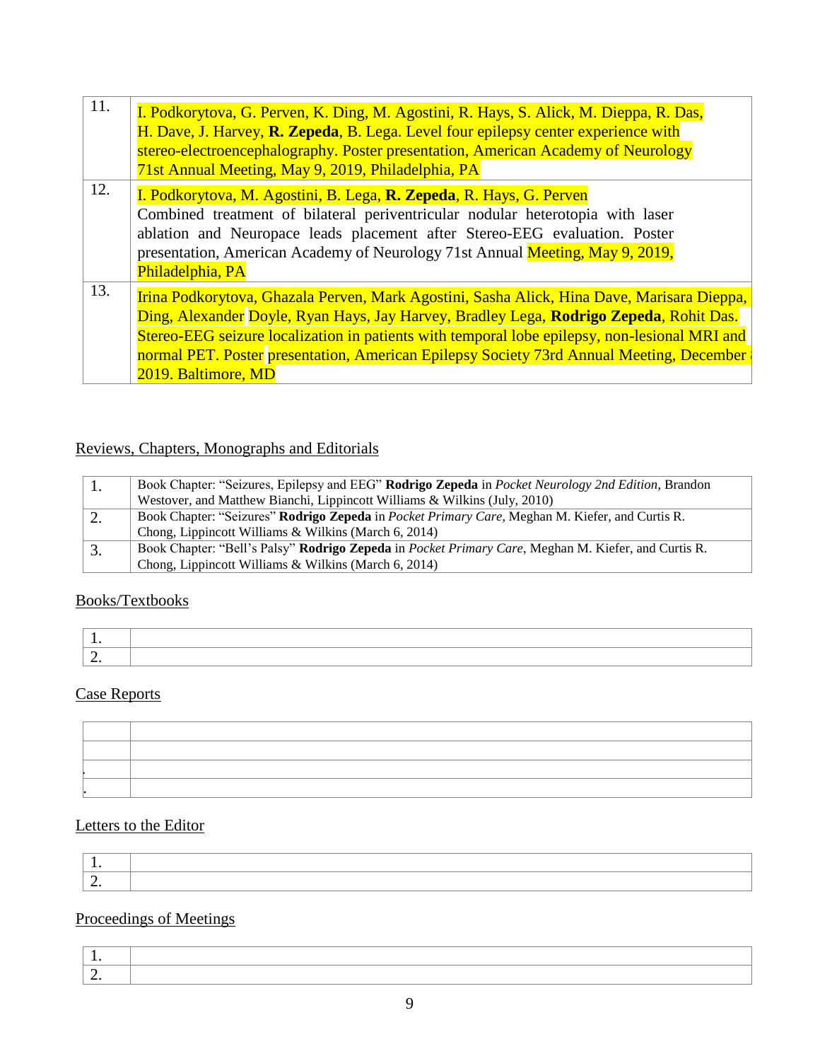| | |
|---|---|
| 11. | I. Podkorytova, G. Perven, K. Ding, M. Agostini, R. Hays, S. Alick, M. Dieppa, R. Das, H. Dave, J. Harvey, **R. Zepeda**, B. Lega. Level four epilepsy center experience with stereo-electroencephalography. Poster presentation, American Academy of Neurology 71st Annual Meeting, May 9, 2019, Philadelphia, PA |
| 12. | I. Podkorytova, M. Agostini, B. Lega, **R. Zepeda**, R. Hays, G. Perven Combined treatment of bilateral periventricular nodular heterotopia with laser ablation and Neuropace leads placement after Stereo-EEG evaluation. Poster presentation, American Academy of Neurology 71st Annual Meeting, May 9, 2019, Philadelphia, PA |
| 13. | Irina Podkorytova, Ghazala Perven, Mark Agostini, Sasha Alick, Hina Dave, Marisara Dieppa, Ding, Alexander Doyle, Ryan Hays, Jay Harvey, Bradley Lega, **Rodrigo Zepeda**, Rohit Das. Stereo-EEG seizure localization in patients with temporal lobe epilepsy, non-lesional MRI and normal PET. Poster presentation, American Epilepsy Society 73rd Annual Meeting, December 2019. Baltimore, MD |

## Reviews, Chapters, Monographs and Editorials

| | |
|---|---|
| 1. | Book Chapter: "Seizures, Epilepsy and EEG" **Rodrigo Zepeda** in *Pocket Neurology 2nd Edition*, Brandon Westover, and Matthew Bianchi, Lippincott Williams & Wilkins (July, 2010) |
| 2. | Book Chapter: "Seizures" **Rodrigo Zepeda** in *Pocket Primary Care*, Meghan M. Kiefer, and Curtis R. Chong, Lippincott Williams & Wilkins (March 6, 2014) |
| 3. | Book Chapter: "Bell's Palsy" **Rodrigo Zepeda** in *Pocket Primary Care*, Meghan M. Kiefer, and Curtis R. Chong, Lippincott Williams & Wilkins (March 6, 2014) |

## Books/Textbooks

| | |
|---|---|
| 1. | |
| 2. | |

## Case Reports

| | |
|---|---|
| | |
| | |
| . | |
| . | |

## Letters to the Editor

| | |
|---|---|
| 1. | |
| 2. | |

## Proceedings of Meetings

| | |
|---|---|
| 1. | |
| 2. | |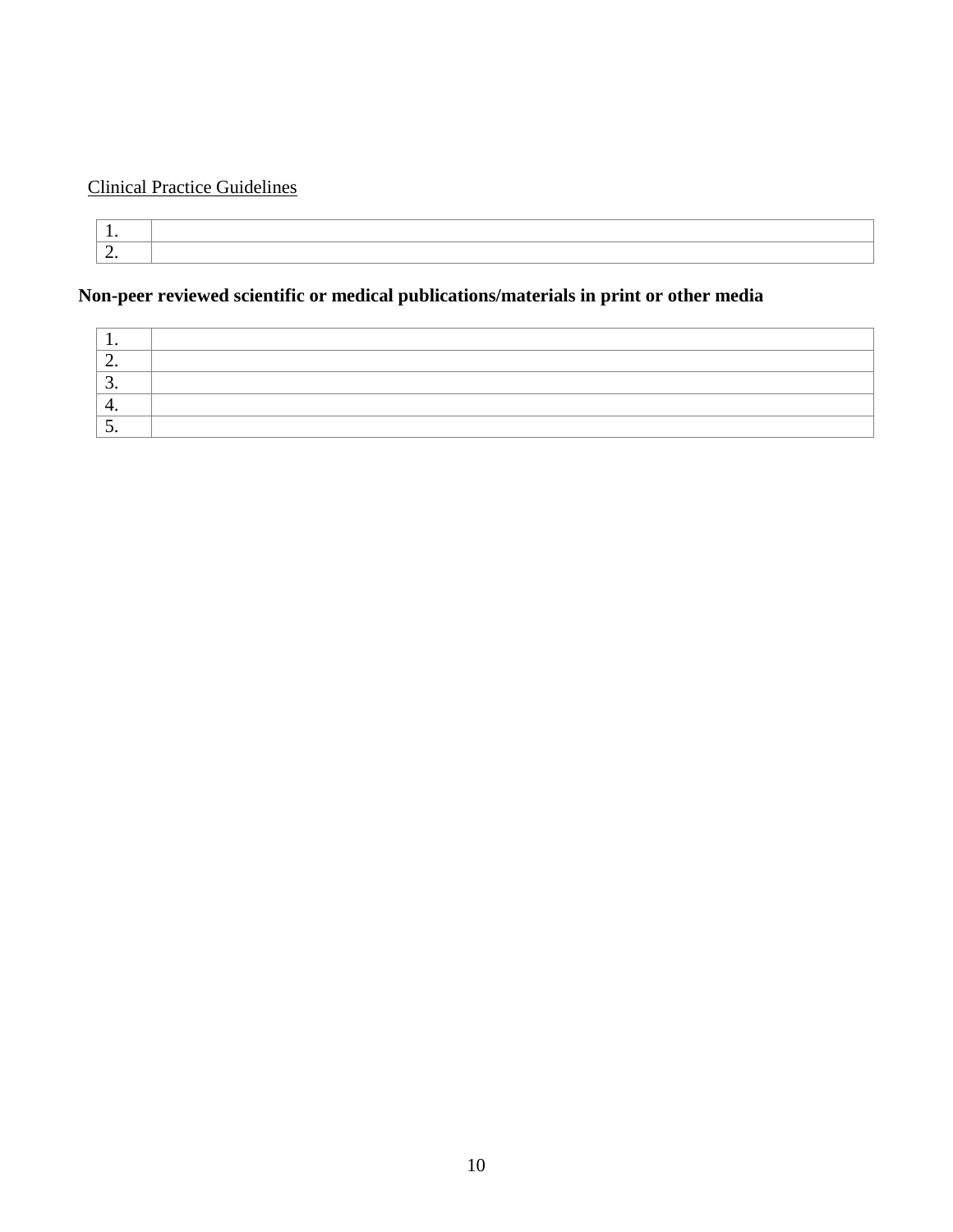Clinical Practice Guidelines

| | |
|---|---|
| 1. | |
| 2. | |

**Non-peer reviewed scientific or medical publications/materials in print or other media**

| | |
|---|---|
| 1. | |
| 2. | |
| 3. | |
| 4. | |
| 5. | |